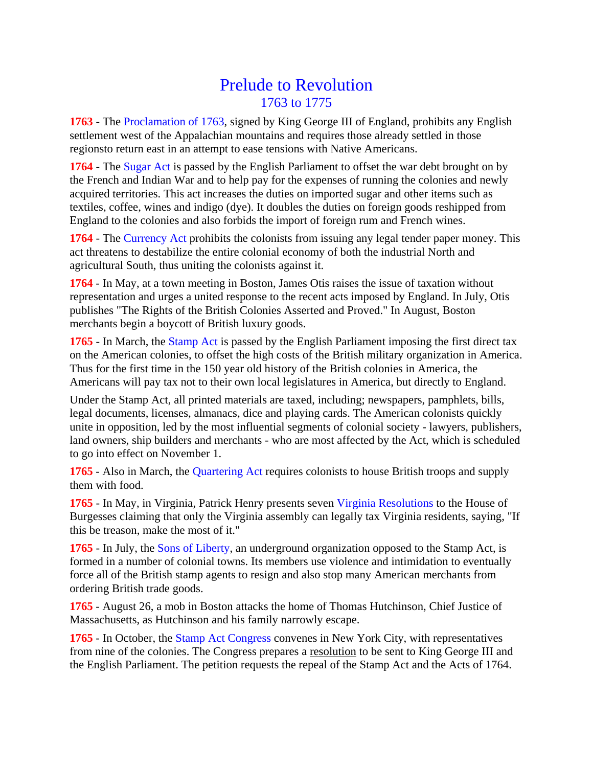# Prelude to Revolution
## 1763 to 1775

**1763** - The Proclamation of 1763, signed by King George III of England, prohibits any English settlement west of the Appalachian mountains and requires those already settled in those regionsto return east in an attempt to ease tensions with Native Americans.

**1764** - The Sugar Act is passed by the English Parliament to offset the war debt brought on by the French and Indian War and to help pay for the expenses of running the colonies and newly acquired territories. This act increases the duties on imported sugar and other items such as textiles, coffee, wines and indigo (dye). It doubles the duties on foreign goods reshipped from England to the colonies and also forbids the import of foreign rum and French wines.

**1764** - The Currency Act prohibits the colonists from issuing any legal tender paper money. This act threatens to destabilize the entire colonial economy of both the industrial North and agricultural South, thus uniting the colonists against it.

**1764** - In May, at a town meeting in Boston, James Otis raises the issue of taxation without representation and urges a united response to the recent acts imposed by England. In July, Otis publishes "The Rights of the British Colonies Asserted and Proved." In August, Boston merchants begin a boycott of British luxury goods.

**1765** - In March, the Stamp Act is passed by the English Parliament imposing the first direct tax on the American colonies, to offset the high costs of the British military organization in America. Thus for the first time in the 150 year old history of the British colonies in America, the Americans will pay tax not to their own local legislatures in America, but directly to England.

Under the Stamp Act, all printed materials are taxed, including; newspapers, pamphlets, bills, legal documents, licenses, almanacs, dice and playing cards. The American colonists quickly unite in opposition, led by the most influential segments of colonial society - lawyers, publishers, land owners, ship builders and merchants - who are most affected by the Act, which is scheduled to go into effect on November 1.

**1765** - Also in March, the Quartering Act requires colonists to house British troops and supply them with food.

**1765** - In May, in Virginia, Patrick Henry presents seven Virginia Resolutions to the House of Burgesses claiming that only the Virginia assembly can legally tax Virginia residents, saying, "If this be treason, make the most of it."

**1765** - In July, the Sons of Liberty, an underground organization opposed to the Stamp Act, is formed in a number of colonial towns. Its members use violence and intimidation to eventually force all of the British stamp agents to resign and also stop many American merchants from ordering British trade goods.

**1765** - August 26, a mob in Boston attacks the home of Thomas Hutchinson, Chief Justice of Massachusetts, as Hutchinson and his family narrowly escape.

**1765** - In October, the Stamp Act Congress convenes in New York City, with representatives from nine of the colonies. The Congress prepares a resolution to be sent to King George III and the English Parliament. The petition requests the repeal of the Stamp Act and the Acts of 1764.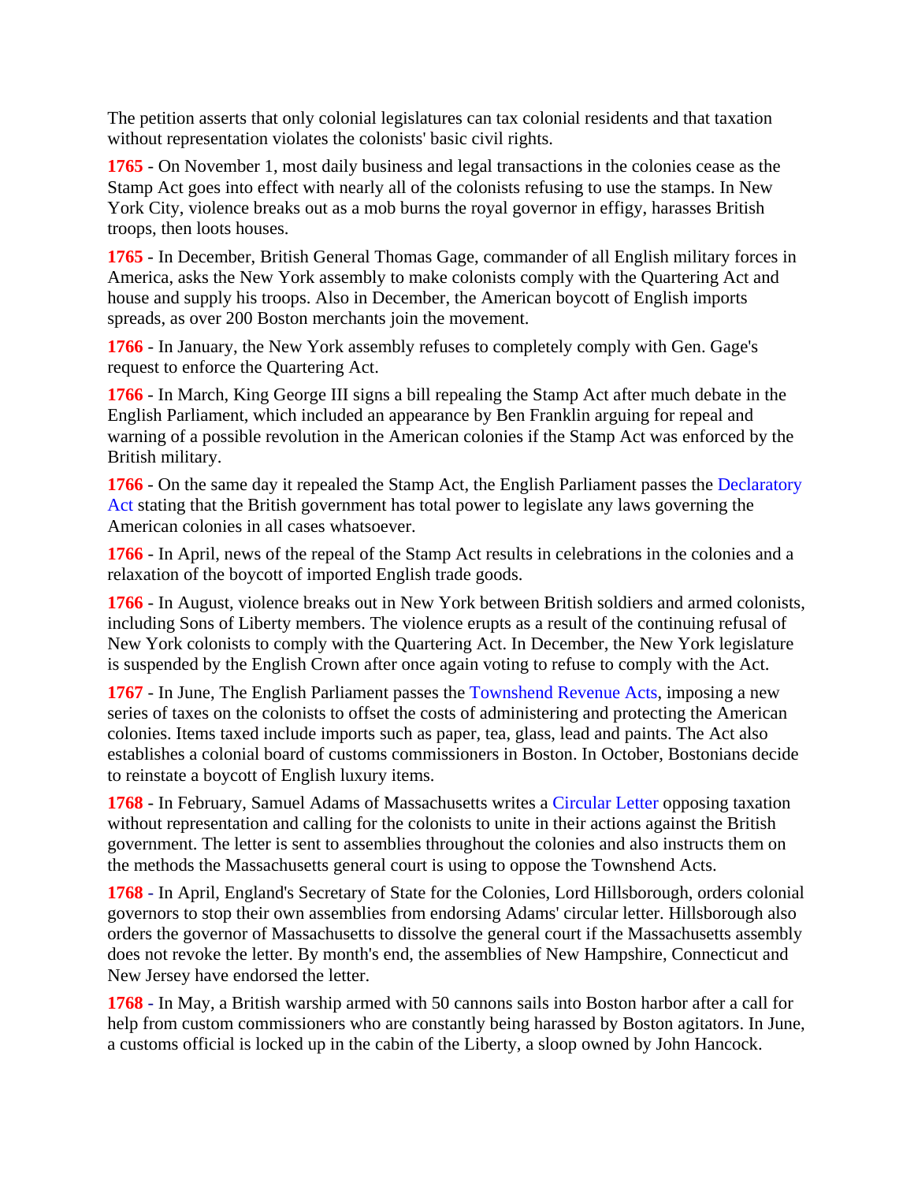The petition asserts that only colonial legislatures can tax colonial residents and that taxation without representation violates the colonists' basic civil rights.

**1765** - On November 1, most daily business and legal transactions in the colonies cease as the Stamp Act goes into effect with nearly all of the colonists refusing to use the stamps. In New York City, violence breaks out as a mob burns the royal governor in effigy, harasses British troops, then loots houses.

**1765** - In December, British General Thomas Gage, commander of all English military forces in America, asks the New York assembly to make colonists comply with the Quartering Act and house and supply his troops. Also in December, the American boycott of English imports spreads, as over 200 Boston merchants join the movement.

**1766** - In January, the New York assembly refuses to completely comply with Gen. Gage's request to enforce the Quartering Act.

**1766** - In March, King George III signs a bill repealing the Stamp Act after much debate in the English Parliament, which included an appearance by Ben Franklin arguing for repeal and warning of a possible revolution in the American colonies if the Stamp Act was enforced by the British military.

**1766** - On the same day it repealed the Stamp Act, the English Parliament passes the Declaratory Act stating that the British government has total power to legislate any laws governing the American colonies in all cases whatsoever.

**1766** - In April, news of the repeal of the Stamp Act results in celebrations in the colonies and a relaxation of the boycott of imported English trade goods.

**1766** - In August, violence breaks out in New York between British soldiers and armed colonists, including Sons of Liberty members. The violence erupts as a result of the continuing refusal of New York colonists to comply with the Quartering Act. In December, the New York legislature is suspended by the English Crown after once again voting to refuse to comply with the Act.

**1767** - In June, The English Parliament passes the Townshend Revenue Acts, imposing a new series of taxes on the colonists to offset the costs of administering and protecting the American colonies. Items taxed include imports such as paper, tea, glass, lead and paints. The Act also establishes a colonial board of customs commissioners in Boston. In October, Bostonians decide to reinstate a boycott of English luxury items.

**1768** - In February, Samuel Adams of Massachusetts writes a Circular Letter opposing taxation without representation and calling for the colonists to unite in their actions against the British government. The letter is sent to assemblies throughout the colonies and also instructs them on the methods the Massachusetts general court is using to oppose the Townshend Acts.

**1768** - In April, England's Secretary of State for the Colonies, Lord Hillsborough, orders colonial governors to stop their own assemblies from endorsing Adams' circular letter. Hillsborough also orders the governor of Massachusetts to dissolve the general court if the Massachusetts assembly does not revoke the letter. By month's end, the assemblies of New Hampshire, Connecticut and New Jersey have endorsed the letter.

**1768** - In May, a British warship armed with 50 cannons sails into Boston harbor after a call for help from custom commissioners who are constantly being harassed by Boston agitators. In June, a customs official is locked up in the cabin of the Liberty, a sloop owned by John Hancock.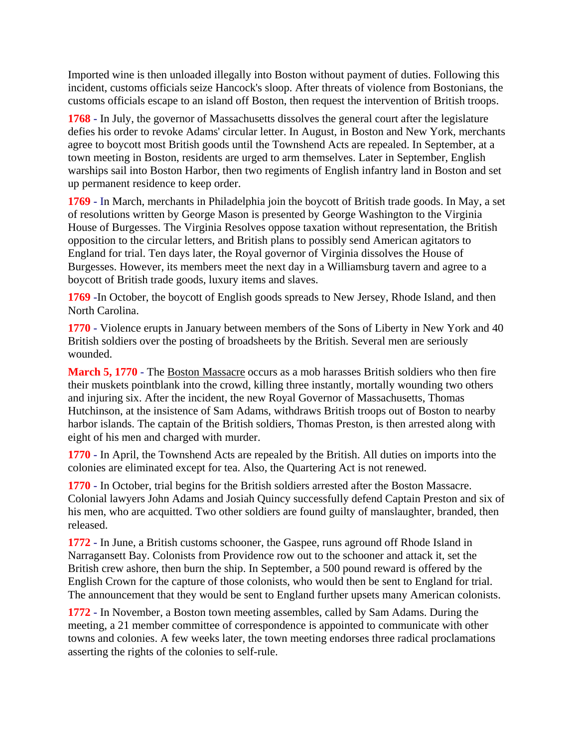Imported wine is then unloaded illegally into Boston without payment of duties. Following this incident, customs officials seize Hancock's sloop. After threats of violence from Bostonians, the customs officials escape to an island off Boston, then request the intervention of British troops.

**1768** - In July, the governor of Massachusetts dissolves the general court after the legislature defies his order to revoke Adams' circular letter. In August, in Boston and New York, merchants agree to boycott most British goods until the Townshend Acts are repealed. In September, at a town meeting in Boston, residents are urged to arm themselves. Later in September, English warships sail into Boston Harbor, then two regiments of English infantry land in Boston and set up permanent residence to keep order.

**1769** - In March, merchants in Philadelphia join the boycott of British trade goods. In May, a set of resolutions written by George Mason is presented by George Washington to the Virginia House of Burgesses. The Virginia Resolves oppose taxation without representation, the British opposition to the circular letters, and British plans to possibly send American agitators to England for trial. Ten days later, the Royal governor of Virginia dissolves the House of Burgesses. However, its members meet the next day in a Williamsburg tavern and agree to a boycott of British trade goods, luxury items and slaves.

**1769** -In October, the boycott of English goods spreads to New Jersey, Rhode Island, and then North Carolina.

**1770** - Violence erupts in January between members of the Sons of Liberty in New York and 40 British soldiers over the posting of broadsheets by the British. Several men are seriously wounded.

**March 5, 1770** - The Boston Massacre occurs as a mob harasses British soldiers who then fire their muskets pointblank into the crowd, killing three instantly, mortally wounding two others and injuring six. After the incident, the new Royal Governor of Massachusetts, Thomas Hutchinson, at the insistence of Sam Adams, withdraws British troops out of Boston to nearby harbor islands. The captain of the British soldiers, Thomas Preston, is then arrested along with eight of his men and charged with murder.

**1770** - In April, the Townshend Acts are repealed by the British. All duties on imports into the colonies are eliminated except for tea. Also, the Quartering Act is not renewed.

**1770** - In October, trial begins for the British soldiers arrested after the Boston Massacre. Colonial lawyers John Adams and Josiah Quincy successfully defend Captain Preston and six of his men, who are acquitted. Two other soldiers are found guilty of manslaughter, branded, then released.

**1772** - In June, a British customs schooner, the Gaspee, runs aground off Rhode Island in Narragansett Bay. Colonists from Providence row out to the schooner and attack it, set the British crew ashore, then burn the ship. In September, a 500 pound reward is offered by the English Crown for the capture of those colonists, who would then be sent to England for trial. The announcement that they would be sent to England further upsets many American colonists.

**1772** - In November, a Boston town meeting assembles, called by Sam Adams. During the meeting, a 21 member committee of correspondence is appointed to communicate with other towns and colonies. A few weeks later, the town meeting endorses three radical proclamations asserting the rights of the colonies to self-rule.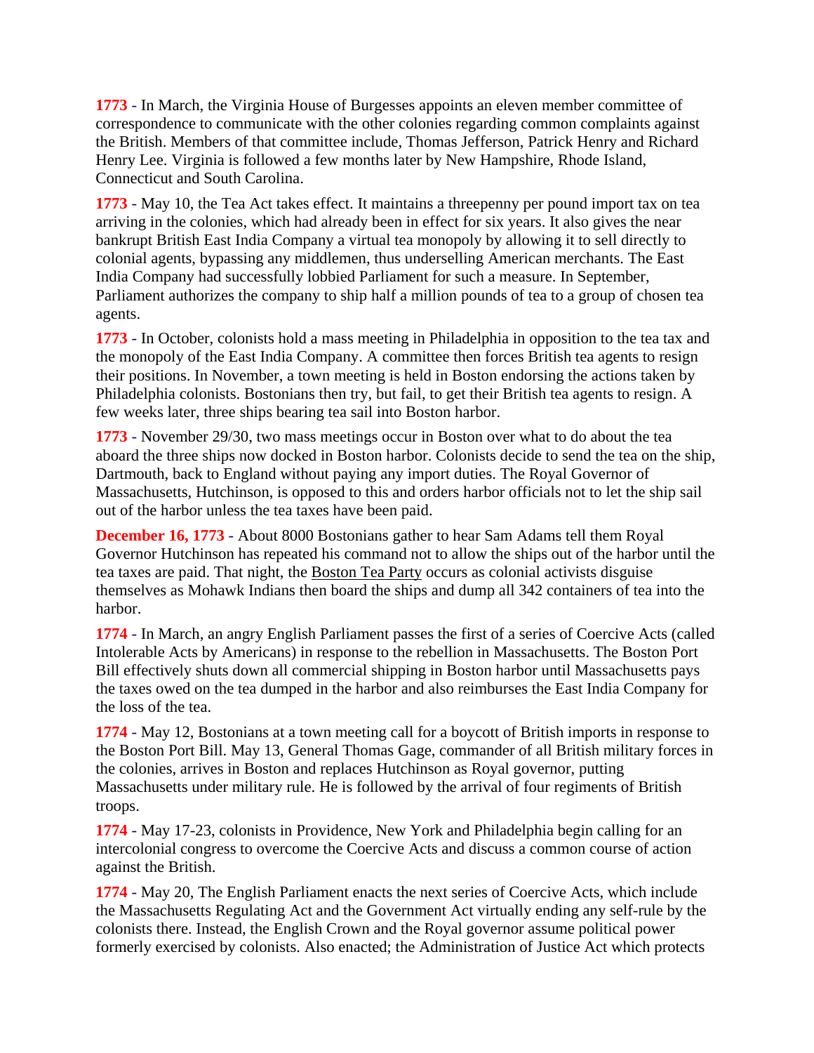**1773 -** In March, the Virginia House of Burgesses appoints an eleven member committee of correspondence to communicate with the other colonies regarding common complaints against the British. Members of that committee include, Thomas Jefferson, Patrick Henry and Richard Henry Lee. Virginia is followed a few months later by New Hampshire, Rhode Island, Connecticut and South Carolina.

**1773 -** May 10, the Tea Act takes effect. It maintains a threepenny per pound import tax on tea arriving in the colonies, which had already been in effect for six years. It also gives the near bankrupt British East India Company a virtual tea monopoly by allowing it to sell directly to colonial agents, bypassing any middlemen, thus underselling American merchants. The East India Company had successfully lobbied Parliament for such a measure. In September, Parliament authorizes the company to ship half a million pounds of tea to a group of chosen tea agents.

**1773 -** In October, colonists hold a mass meeting in Philadelphia in opposition to the tea tax and the monopoly of the East India Company. A committee then forces British tea agents to resign their positions. In November, a town meeting is held in Boston endorsing the actions taken by Philadelphia colonists. Bostonians then try, but fail, to get their British tea agents to resign. A few weeks later, three ships bearing tea sail into Boston harbor.

**1773 -** November 29/30, two mass meetings occur in Boston over what to do about the tea aboard the three ships now docked in Boston harbor. Colonists decide to send the tea on the ship, Dartmouth, back to England without paying any import duties. The Royal Governor of Massachusetts, Hutchinson, is opposed to this and orders harbor officials not to let the ship sail out of the harbor unless the tea taxes have been paid.

**December 16, 1773 -** About 8000 Bostonians gather to hear Sam Adams tell them Royal Governor Hutchinson has repeated his command not to allow the ships out of the harbor until the tea taxes are paid. That night, the Boston Tea Party occurs as colonial activists disguise themselves as Mohawk Indians then board the ships and dump all 342 containers of tea into the harbor.

**1774 -** In March, an angry English Parliament passes the first of a series of Coercive Acts (called Intolerable Acts by Americans) in response to the rebellion in Massachusetts. The Boston Port Bill effectively shuts down all commercial shipping in Boston harbor until Massachusetts pays the taxes owed on the tea dumped in the harbor and also reimburses the East India Company for the loss of the tea.

**1774 -** May 12, Bostonians at a town meeting call for a boycott of British imports in response to the Boston Port Bill. May 13, General Thomas Gage, commander of all British military forces in the colonies, arrives in Boston and replaces Hutchinson as Royal governor, putting Massachusetts under military rule. He is followed by the arrival of four regiments of British troops.

**1774 -** May 17-23, colonists in Providence, New York and Philadelphia begin calling for an intercolonial congress to overcome the Coercive Acts and discuss a common course of action against the British.

**1774 -** May 20, The English Parliament enacts the next series of Coercive Acts, which include the Massachusetts Regulating Act and the Government Act virtually ending any self-rule by the colonists there. Instead, the English Crown and the Royal governor assume political power formerly exercised by colonists. Also enacted; the Administration of Justice Act which protects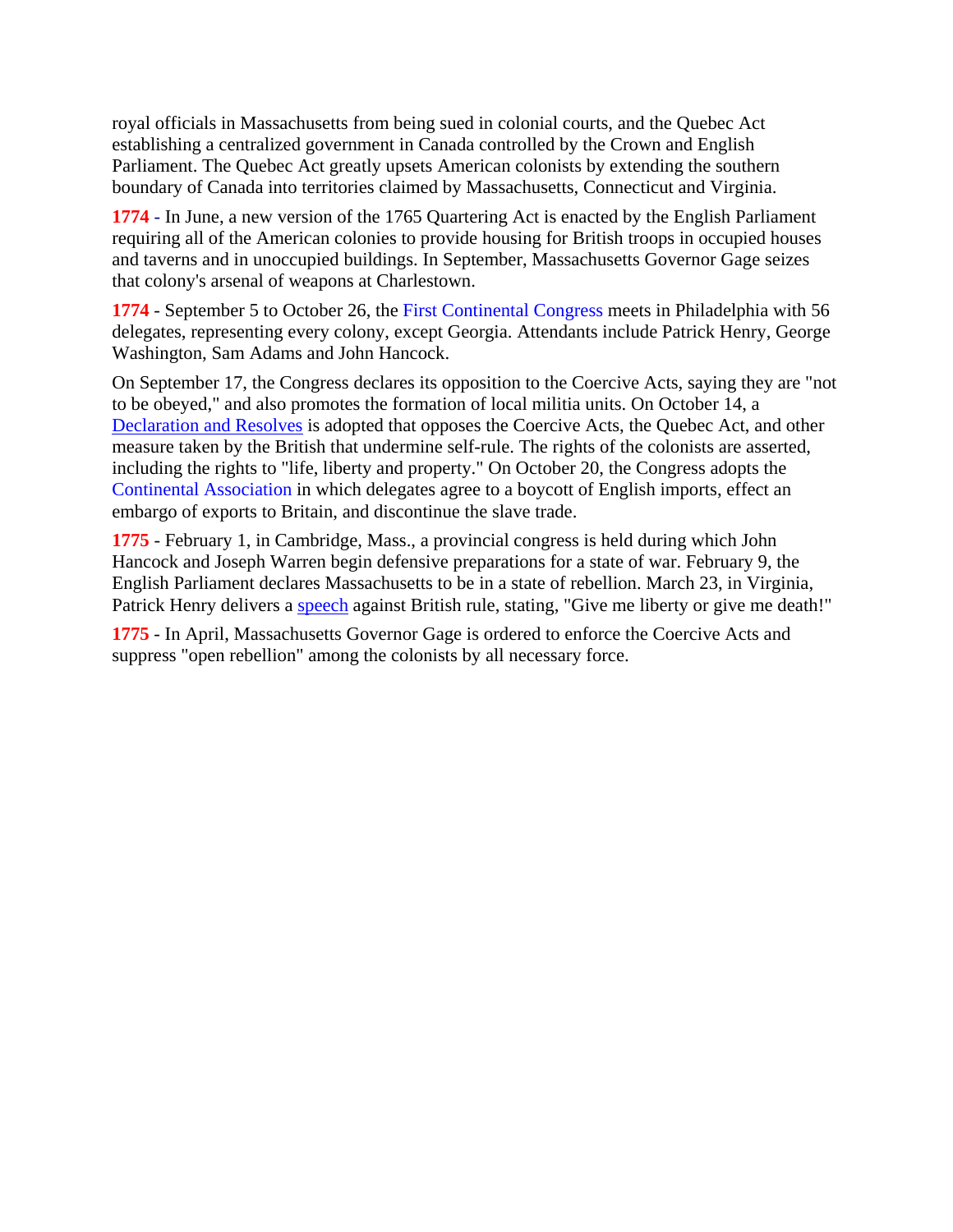royal officials in Massachusetts from being sued in colonial courts, and the Quebec Act establishing a centralized government in Canada controlled by the Crown and English Parliament. The Quebec Act greatly upsets American colonists by extending the southern boundary of Canada into territories claimed by Massachusetts, Connecticut and Virginia.

**1774** - In June, a new version of the 1765 Quartering Act is enacted by the English Parliament requiring all of the American colonies to provide housing for British troops in occupied houses and taverns and in unoccupied buildings. In September, Massachusetts Governor Gage seizes that colony's arsenal of weapons at Charlestown.

**1774** - September 5 to October 26, the First Continental Congress meets in Philadelphia with 56 delegates, representing every colony, except Georgia. Attendants include Patrick Henry, George Washington, Sam Adams and John Hancock.

On September 17, the Congress declares its opposition to the Coercive Acts, saying they are "not to be obeyed," and also promotes the formation of local militia units. On October 14, a Declaration and Resolves is adopted that opposes the Coercive Acts, the Quebec Act, and other measure taken by the British that undermine self-rule. The rights of the colonists are asserted, including the rights to "life, liberty and property." On October 20, the Congress adopts the Continental Association in which delegates agree to a boycott of English imports, effect an embargo of exports to Britain, and discontinue the slave trade.

**1775** - February 1, in Cambridge, Mass., a provincial congress is held during which John Hancock and Joseph Warren begin defensive preparations for a state of war. February 9, the English Parliament declares Massachusetts to be in a state of rebellion. March 23, in Virginia, Patrick Henry delivers a speech against British rule, stating, "Give me liberty or give me death!"

**1775** - In April, Massachusetts Governor Gage is ordered to enforce the Coercive Acts and suppress "open rebellion" among the colonists by all necessary force.